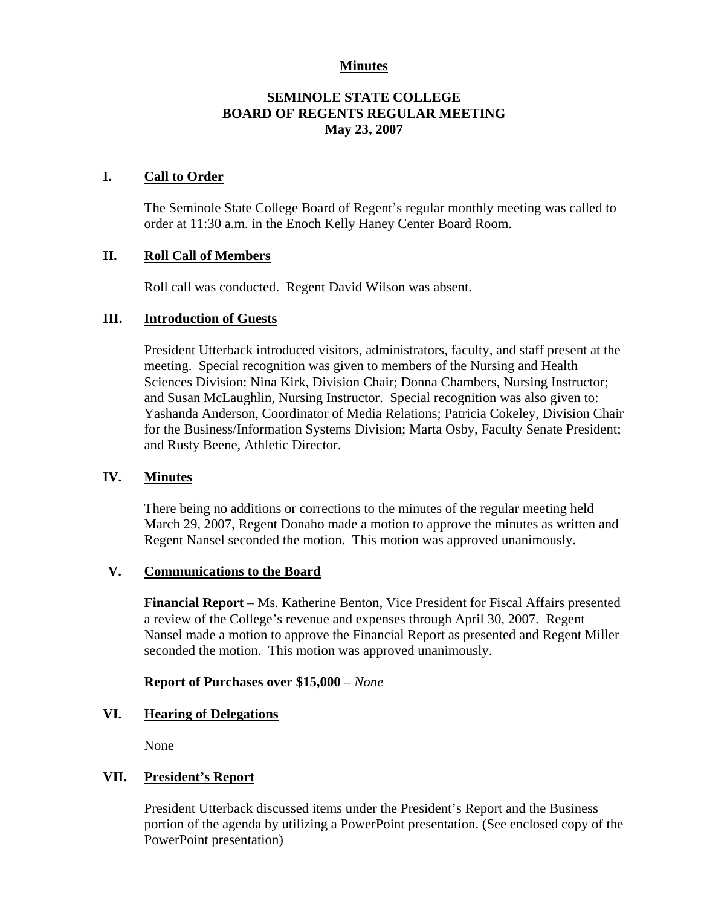**Minutes**

**SEMINOLE STATE COLLEGE**
**BOARD OF REGENTS REGULAR MEETING**
**May 23, 2007**

## I. Call to Order

The Seminole State College Board of Regent's regular monthly meeting was called to order at 11:30 a.m. in the Enoch Kelly Haney Center Board Room.

## II. Roll Call of Members

Roll call was conducted. Regent David Wilson was absent.

## III. Introduction of Guests

President Utterback introduced visitors, administrators, faculty, and staff present at the meeting. Special recognition was given to members of the Nursing and Health Sciences Division: Nina Kirk, Division Chair; Donna Chambers, Nursing Instructor; and Susan McLaughlin, Nursing Instructor. Special recognition was also given to: Yashanda Anderson, Coordinator of Media Relations; Patricia Cokeley, Division Chair for the Business/Information Systems Division; Marta Osby, Faculty Senate President; and Rusty Beene, Athletic Director.

## IV. Minutes

There being no additions or corrections to the minutes of the regular meeting held March 29, 2007, Regent Donaho made a motion to approve the minutes as written and Regent Nansel seconded the motion. This motion was approved unanimously.

## V. Communications to the Board

**Financial Report** – Ms. Katherine Benton, Vice President for Fiscal Affairs presented a review of the College's revenue and expenses through April 30, 2007. Regent Nansel made a motion to approve the Financial Report as presented and Regent Miller seconded the motion. This motion was approved unanimously.

**Report of Purchases over $15,000** – *None*

## VI. Hearing of Delegations

None

## VII. President's Report

President Utterback discussed items under the President's Report and the Business portion of the agenda by utilizing a PowerPoint presentation. (See enclosed copy of the PowerPoint presentation)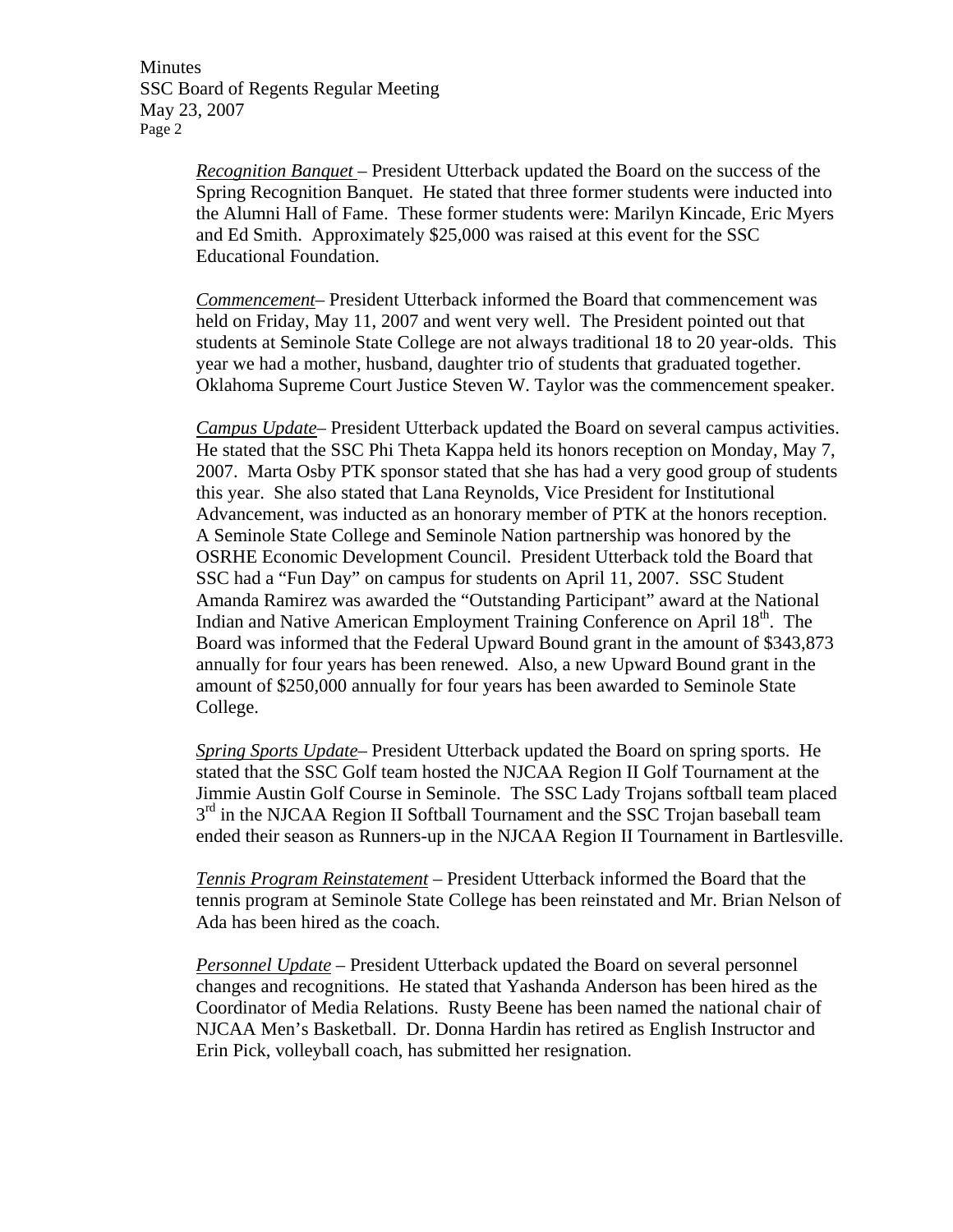*Recognition Banquet* – President Utterback updated the Board on the success of the Spring Recognition Banquet. He stated that three former students were inducted into the Alumni Hall of Fame. These former students were: Marilyn Kincade, Eric Myers and Ed Smith. Approximately $25,000 was raised at this event for the SSC Educational Foundation.

*Commencement*– President Utterback informed the Board that commencement was held on Friday, May 11, 2007 and went very well. The President pointed out that students at Seminole State College are not always traditional 18 to 20 year-olds. This year we had a mother, husband, daughter trio of students that graduated together. Oklahoma Supreme Court Justice Steven W. Taylor was the commencement speaker.

*Campus Update*– President Utterback updated the Board on several campus activities. He stated that the SSC Phi Theta Kappa held its honors reception on Monday, May 7, 2007. Marta Osby PTK sponsor stated that she has had a very good group of students this year. She also stated that Lana Reynolds, Vice President for Institutional Advancement, was inducted as an honorary member of PTK at the honors reception. A Seminole State College and Seminole Nation partnership was honored by the OSRHE Economic Development Council. President Utterback told the Board that SSC had a "Fun Day" on campus for students on April 11, 2007. SSC Student Amanda Ramirez was awarded the "Outstanding Participant" award at the National Indian and Native American Employment Training Conference on April 18th. The Board was informed that the Federal Upward Bound grant in the amount of $343,873 annually for four years has been renewed. Also, a new Upward Bound grant in the amount of $250,000 annually for four years has been awarded to Seminole State College.

*Spring Sports Update*– President Utterback updated the Board on spring sports. He stated that the SSC Golf team hosted the NJCAA Region II Golf Tournament at the Jimmie Austin Golf Course in Seminole. The SSC Lady Trojans softball team placed 3rd in the NJCAA Region II Softball Tournament and the SSC Trojan baseball team ended their season as Runners-up in the NJCAA Region II Tournament in Bartlesville.

*Tennis Program Reinstatement* – President Utterback informed the Board that the tennis program at Seminole State College has been reinstated and Mr. Brian Nelson of Ada has been hired as the coach.

*Personnel Update* – President Utterback updated the Board on several personnel changes and recognitions. He stated that Yashanda Anderson has been hired as the Coordinator of Media Relations. Rusty Beene has been named the national chair of NJCAA Men's Basketball. Dr. Donna Hardin has retired as English Instructor and Erin Pick, volleyball coach, has submitted her resignation.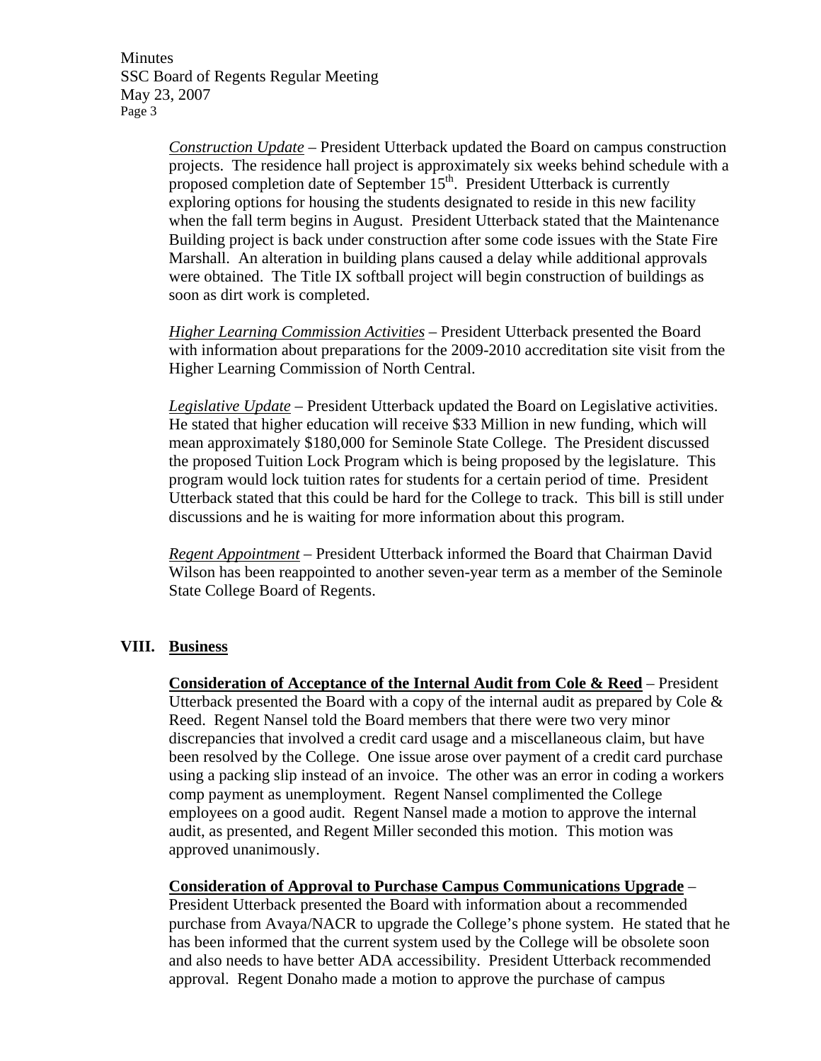*Construction Update* – President Utterback updated the Board on campus construction projects. The residence hall project is approximately six weeks behind schedule with a proposed completion date of September 15th. President Utterback is currently exploring options for housing the students designated to reside in this new facility when the fall term begins in August. President Utterback stated that the Maintenance Building project is back under construction after some code issues with the State Fire Marshall. An alteration in building plans caused a delay while additional approvals were obtained. The Title IX softball project will begin construction of buildings as soon as dirt work is completed.

*Higher Learning Commission Activities* – President Utterback presented the Board with information about preparations for the 2009-2010 accreditation site visit from the Higher Learning Commission of North Central.

*Legislative Update* – President Utterback updated the Board on Legislative activities. He stated that higher education will receive $33 Million in new funding, which will mean approximately $180,000 for Seminole State College. The President discussed the proposed Tuition Lock Program which is being proposed by the legislature. This program would lock tuition rates for students for a certain period of time. President Utterback stated that this could be hard for the College to track. This bill is still under discussions and he is waiting for more information about this program.

*Regent Appointment* – President Utterback informed the Board that Chairman David Wilson has been reappointed to another seven-year term as a member of the Seminole State College Board of Regents.

## VIII. Business

**Consideration of Acceptance of the Internal Audit from Cole & Reed** – President Utterback presented the Board with a copy of the internal audit as prepared by Cole & Reed. Regent Nansel told the Board members that there were two very minor discrepancies that involved a credit card usage and a miscellaneous claim, but have been resolved by the College. One issue arose over payment of a credit card purchase using a packing slip instead of an invoice. The other was an error in coding a workers comp payment as unemployment. Regent Nansel complimented the College employees on a good audit. Regent Nansel made a motion to approve the internal audit, as presented, and Regent Miller seconded this motion. This motion was approved unanimously.

**Consideration of Approval to Purchase Campus Communications Upgrade** – President Utterback presented the Board with information about a recommended purchase from Avaya/NACR to upgrade the College's phone system. He stated that he has been informed that the current system used by the College will be obsolete soon and also needs to have better ADA accessibility. President Utterback recommended approval. Regent Donaho made a motion to approve the purchase of campus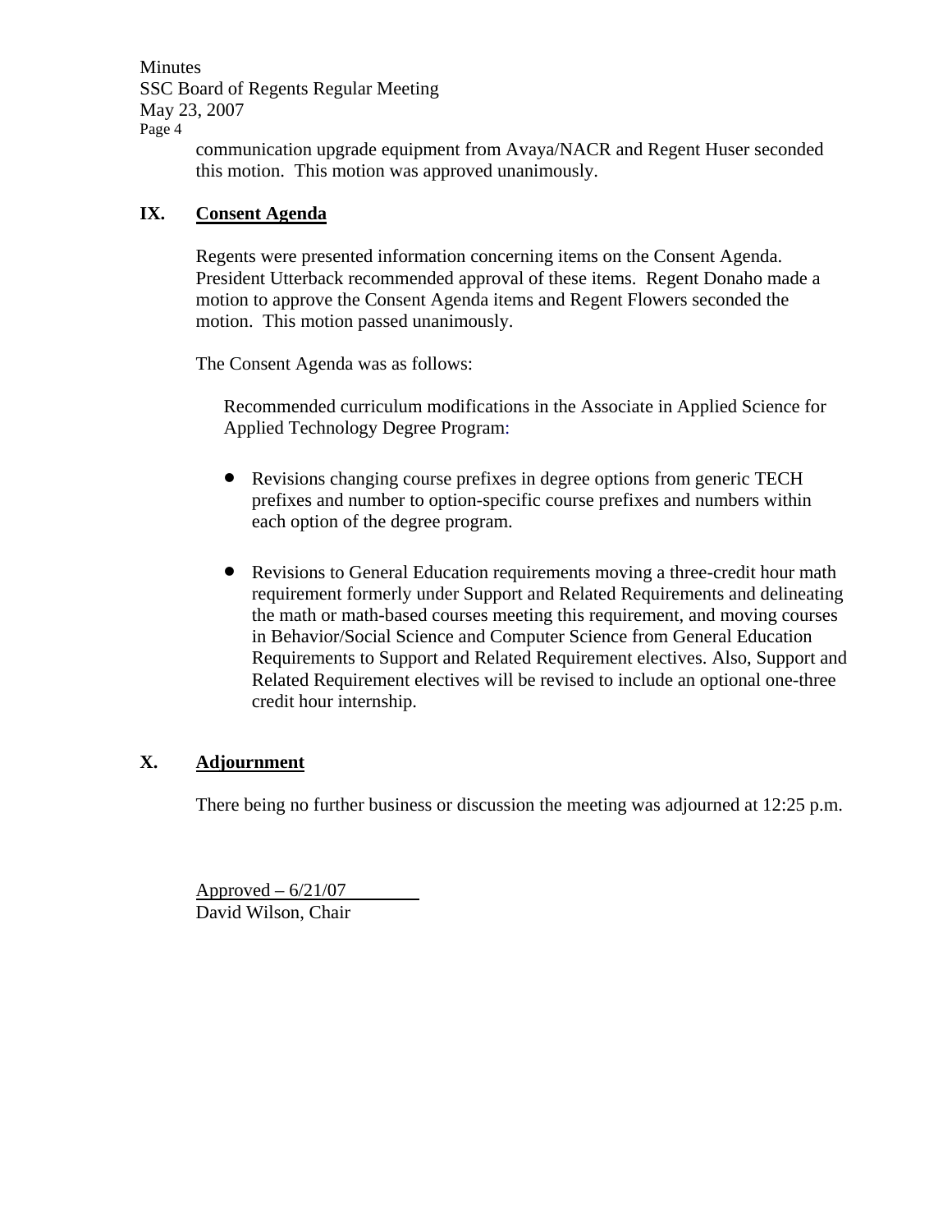communication upgrade equipment from Avaya/NACR and Regent Huser seconded this motion. This motion was approved unanimously.

## IX. Consent Agenda

Regents were presented information concerning items on the Consent Agenda. President Utterback recommended approval of these items. Regent Donaho made a motion to approve the Consent Agenda items and Regent Flowers seconded the motion. This motion passed unanimously.

The Consent Agenda was as follows:

Recommended curriculum modifications in the Associate in Applied Science for Applied Technology Degree Program:

- Revisions changing course prefixes in degree options from generic TECH prefixes and number to option-specific course prefixes and numbers within each option of the degree program.
- Revisions to General Education requirements moving a three-credit hour math requirement formerly under Support and Related Requirements and delineating the math or math-based courses meeting this requirement, and moving courses in Behavior/Social Science and Computer Science from General Education Requirements to Support and Related Requirement electives. Also, Support and Related Requirement electives will be revised to include an optional one-three credit hour internship.

## X. Adjournment

There being no further business or discussion the meeting was adjourned at 12:25 p.m.

Approved – 6/21/07
David Wilson, Chair